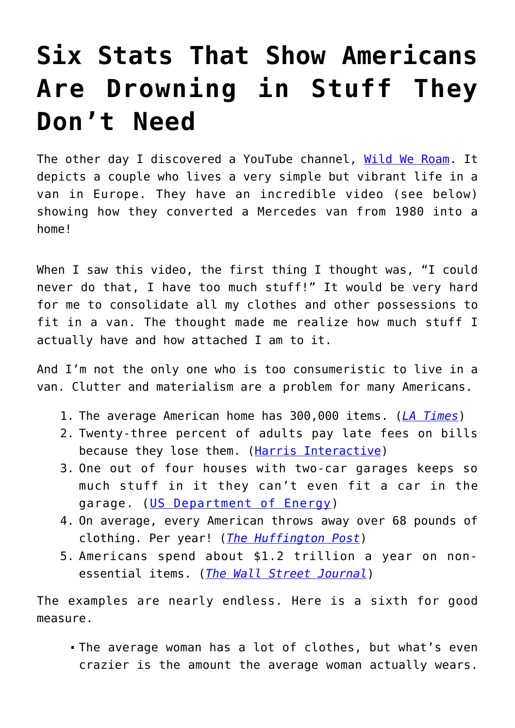# Six Stats That Show Americans Are Drowning in Stuff They Don't Need

The other day I discovered a YouTube channel, Wild We Roam. It depicts a couple who lives a very simple but vibrant life in a van in Europe. They have an incredible video (see below) showing how they converted a Mercedes van from 1980 into a home!

When I saw this video, the first thing I thought was, "I could never do that, I have too much stuff!" It would be very hard for me to consolidate all my clothes and other possessions to fit in a van. The thought made me realize how much stuff I actually have and how attached I am to it.

And I'm not the only one who is too consumeristic to live in a van. Clutter and materialism are a problem for many Americans.

1. The average American home has 300,000 items. (*LA Times*)
2. Twenty-three percent of adults pay late fees on bills because they lose them. (Harris Interactive)
3. One out of four houses with two-car garages keeps so much stuff in it they can't even fit a car in the garage. (US Department of Energy)
4. On average, every American throws away over 68 pounds of clothing. Per year! (*The Huffington Post*)
5. Americans spend about $1.2 trillion a year on non-essential items. (*The Wall Street Journal*)

The examples are nearly endless. Here is a sixth for good measure.

- The average woman has a lot of clothes, but what's even crazier is the amount the average woman actually wears.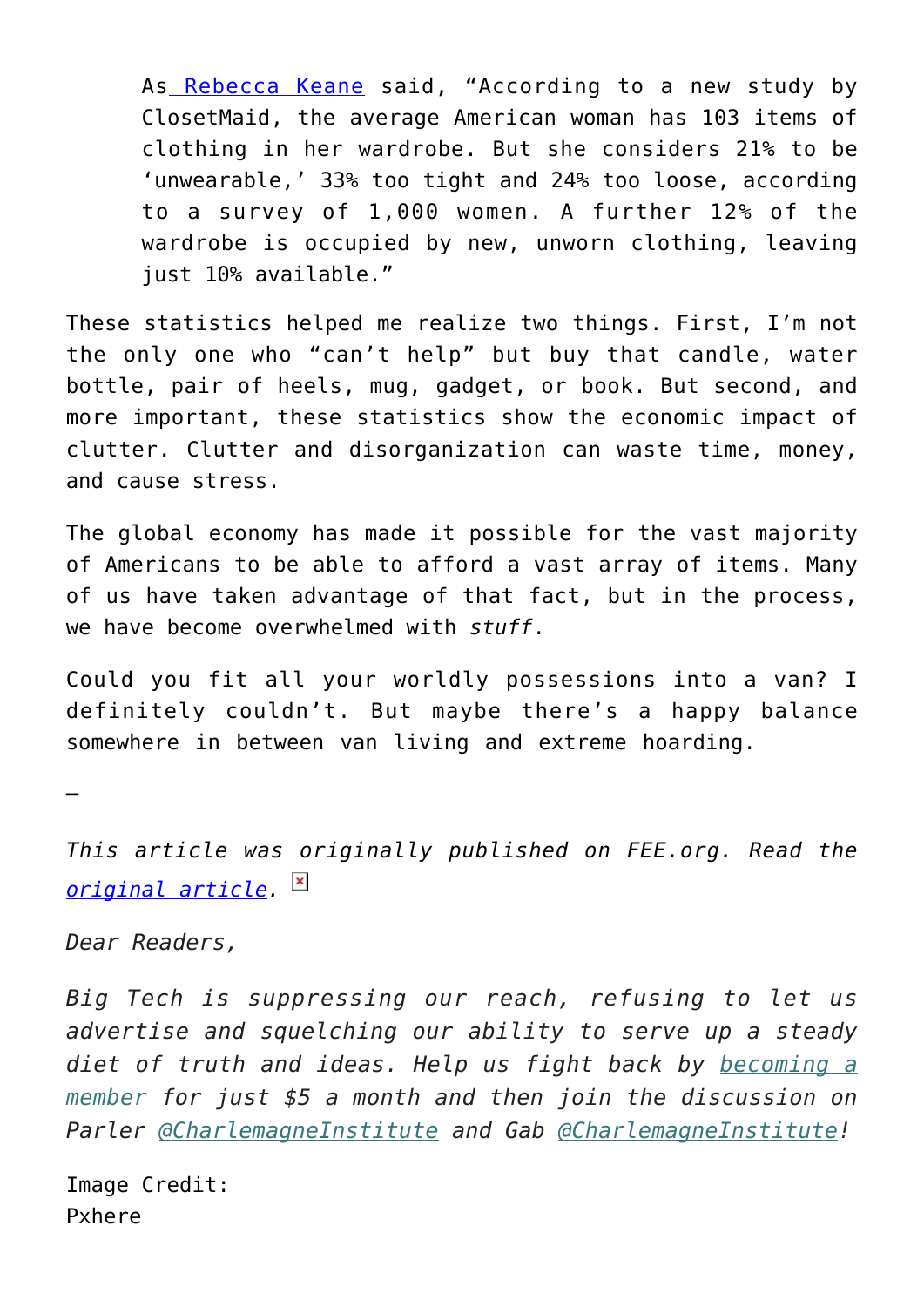> As Rebecca Keane said, "According to a new study by ClosetMaid, the average American woman has 103 items of clothing in her wardrobe. But she considers 21% to be 'unwearable,' 33% too tight and 24% too loose, according to a survey of 1,000 women. A further 12% of the wardrobe is occupied by new, unworn clothing, leaving just 10% available."

These statistics helped me realize two things. First, I'm not the only one who "can't help" but buy that candle, water bottle, pair of heels, mug, gadget, or book. But second, and more important, these statistics show the economic impact of clutter. Clutter and disorganization can waste time, money, and cause stress.

The global economy has made it possible for the vast majority of Americans to be able to afford a vast array of items. Many of us have taken advantage of that fact, but in the process, we have become overwhelmed with *stuff*.

Could you fit all your worldly possessions into a van? I definitely couldn't. But maybe there's a happy balance somewhere in between van living and extreme hoarding.

—

*This article was originally published on FEE.org. Read the original article.*

*Dear Readers,*

*Big Tech is suppressing our reach, refusing to let us advertise and squelching our ability to serve up a steady diet of truth and ideas. Help us fight back by becoming a member for just $5 a month and then join the discussion on Parler @CharlemagneInstitute and Gab @CharlemagneInstitute!*

Image Credit:
Pxhere